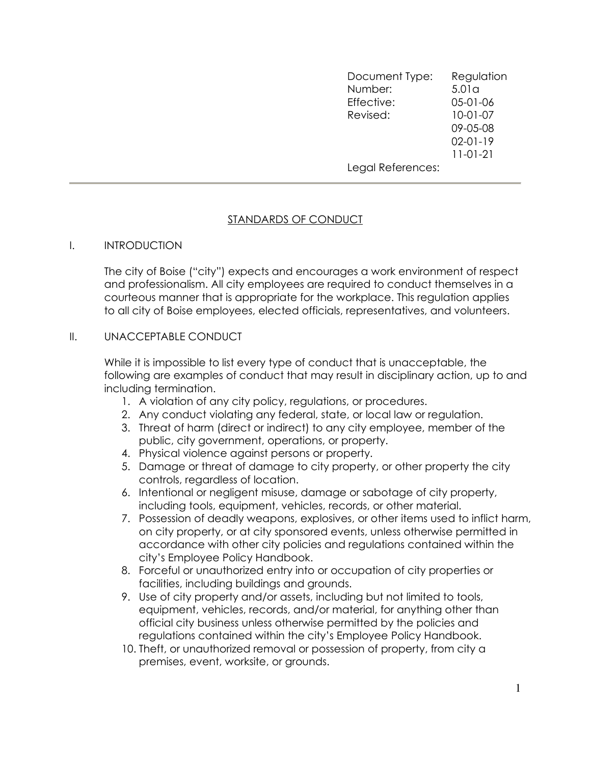| Document Type: | Regulation |
| --- | --- |
| Number: | 5.01a |
| Effective: | 05-01-06 |
| Revised: | 10-01-07 |
| | 09-05-08 |
| | 02-01-19 |
| | 11-01-21 |
| Legal References: | |

---

# STANDARDS OF CONDUCT

## I. INTRODUCTION

The city of Boise ("city") expects and encourages a work environment of respect and professionalism. All city employees are required to conduct themselves in a courteous manner that is appropriate for the workplace. This regulation applies to all city of Boise employees, elected officials, representatives, and volunteers.

## II. UNACCEPTABLE CONDUCT

While it is impossible to list every type of conduct that is unacceptable, the following are examples of conduct that may result in disciplinary action, up to and including termination.

1. A violation of any city policy, regulations, or procedures.
2. Any conduct violating any federal, state, or local law or regulation.
3. Threat of harm (direct or indirect) to any city employee, member of the public, city government, operations, or property.
4. Physical violence against persons or property.
5. Damage or threat of damage to city property, or other property the city controls, regardless of location.
6. Intentional or negligent misuse, damage or sabotage of city property, including tools, equipment, vehicles, records, or other material.
7. Possession of deadly weapons, explosives, or other items used to inflict harm, on city property, or at city sponsored events, unless otherwise permitted in accordance with other city policies and regulations contained within the city's Employee Policy Handbook.
8. Forceful or unauthorized entry into or occupation of city properties or facilities, including buildings and grounds.
9. Use of city property and/or assets, including but not limited to tools, equipment, vehicles, records, and/or material, for anything other than official city business unless otherwise permitted by the policies and regulations contained within the city's Employee Policy Handbook.
10. Theft, or unauthorized removal or possession of property, from city a premises, event, worksite, or grounds.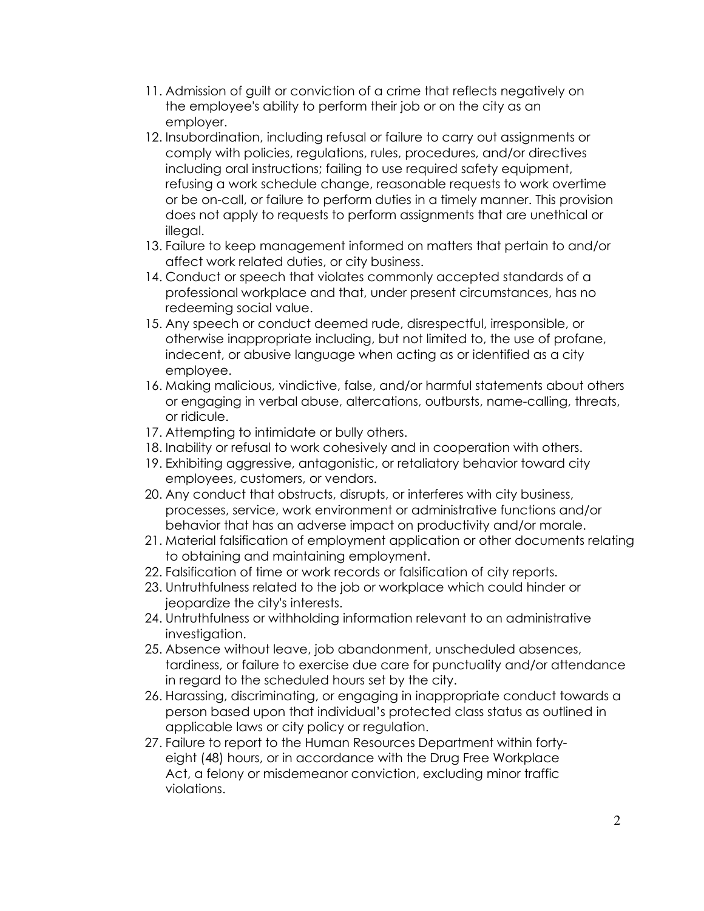11. Admission of guilt or conviction of a crime that reflects negatively on the employee's ability to perform their job or on the city as an employer.
12. Insubordination, including refusal or failure to carry out assignments or comply with policies, regulations, rules, procedures, and/or directives including oral instructions; failing to use required safety equipment, refusing a work schedule change, reasonable requests to work overtime or be on-call, or failure to perform duties in a timely manner. This provision does not apply to requests to perform assignments that are unethical or illegal.
13. Failure to keep management informed on matters that pertain to and/or affect work related duties, or city business.
14. Conduct or speech that violates commonly accepted standards of a professional workplace and that, under present circumstances, has no redeeming social value.
15. Any speech or conduct deemed rude, disrespectful, irresponsible, or otherwise inappropriate including, but not limited to, the use of profane, indecent, or abusive language when acting as or identified as a city employee.
16. Making malicious, vindictive, false, and/or harmful statements about others or engaging in verbal abuse, altercations, outbursts, name-calling, threats, or ridicule.
17. Attempting to intimidate or bully others.
18. Inability or refusal to work cohesively and in cooperation with others.
19. Exhibiting aggressive, antagonistic, or retaliatory behavior toward city employees, customers, or vendors.
20. Any conduct that obstructs, disrupts, or interferes with city business, processes, service, work environment or administrative functions and/or behavior that has an adverse impact on productivity and/or morale.
21. Material falsification of employment application or other documents relating to obtaining and maintaining employment.
22. Falsification of time or work records or falsification of city reports.
23. Untruthfulness related to the job or workplace which could hinder or jeopardize the city's interests.
24. Untruthfulness or withholding information relevant to an administrative investigation.
25. Absence without leave, job abandonment, unscheduled absences, tardiness, or failure to exercise due care for punctuality and/or attendance in regard to the scheduled hours set by the city.
26. Harassing, discriminating, or engaging in inappropriate conduct towards a person based upon that individual's protected class status as outlined in applicable laws or city policy or regulation.
27. Failure to report to the Human Resources Department within forty-eight (48) hours, or in accordance with the Drug Free Workplace Act, a felony or misdemeanor conviction, excluding minor traffic violations.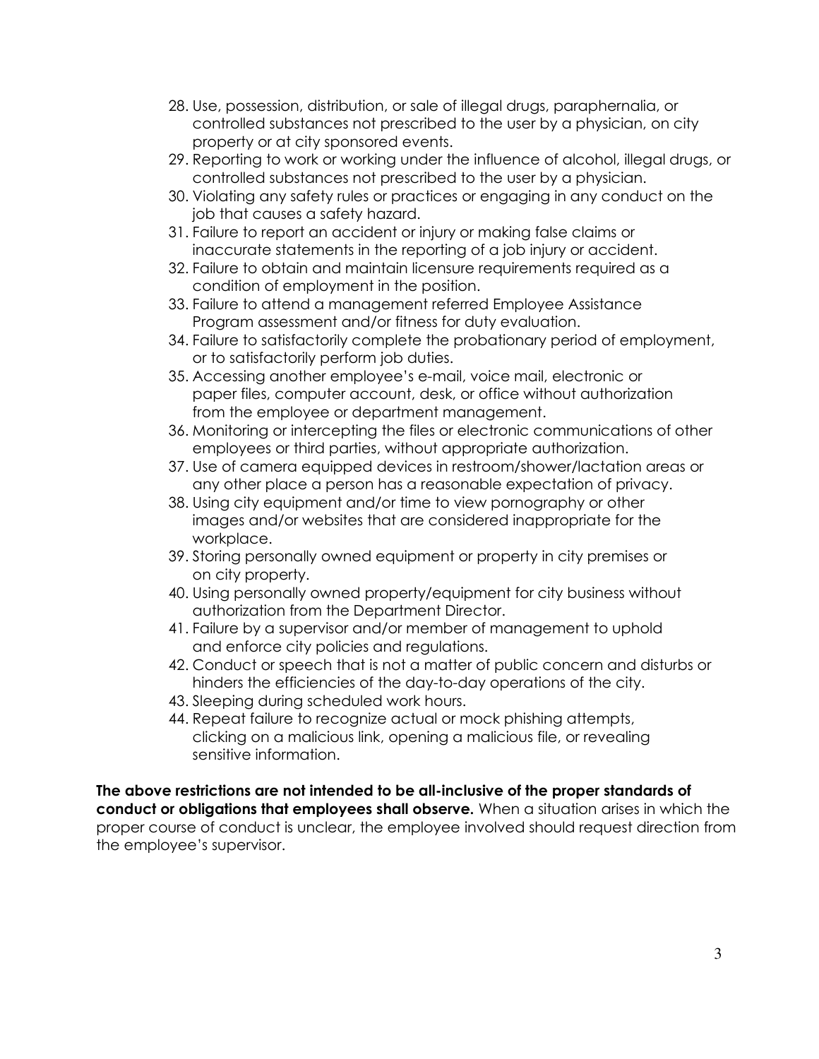28. Use, possession, distribution, or sale of illegal drugs, paraphernalia, or controlled substances not prescribed to the user by a physician, on city property or at city sponsored events.
29. Reporting to work or working under the influence of alcohol, illegal drugs, or controlled substances not prescribed to the user by a physician.
30. Violating any safety rules or practices or engaging in any conduct on the job that causes a safety hazard.
31. Failure to report an accident or injury or making false claims or inaccurate statements in the reporting of a job injury or accident.
32. Failure to obtain and maintain licensure requirements required as a condition of employment in the position.
33. Failure to attend a management referred Employee Assistance Program assessment and/or fitness for duty evaluation.
34. Failure to satisfactorily complete the probationary period of employment, or to satisfactorily perform job duties.
35. Accessing another employee's e-mail, voice mail, electronic or paper files, computer account, desk, or office without authorization from the employee or department management.
36. Monitoring or intercepting the files or electronic communications of other employees or third parties, without appropriate authorization.
37. Use of camera equipped devices in restroom/shower/lactation areas or any other place a person has a reasonable expectation of privacy.
38. Using city equipment and/or time to view pornography or other images and/or websites that are considered inappropriate for the workplace.
39. Storing personally owned equipment or property in city premises or on city property.
40. Using personally owned property/equipment for city business without authorization from the Department Director.
41. Failure by a supervisor and/or member of management to uphold and enforce city policies and regulations.
42. Conduct or speech that is not a matter of public concern and disturbs or hinders the efficiencies of the day-to-day operations of the city.
43. Sleeping during scheduled work hours.
44. Repeat failure to recognize actual or mock phishing attempts, clicking on a malicious link, opening a malicious file, or revealing sensitive information.

**The above restrictions are not intended to be all-inclusive of the proper standards of conduct or obligations that employees shall observe.** When a situation arises in which the proper course of conduct is unclear, the employee involved should request direction from the employee's supervisor.